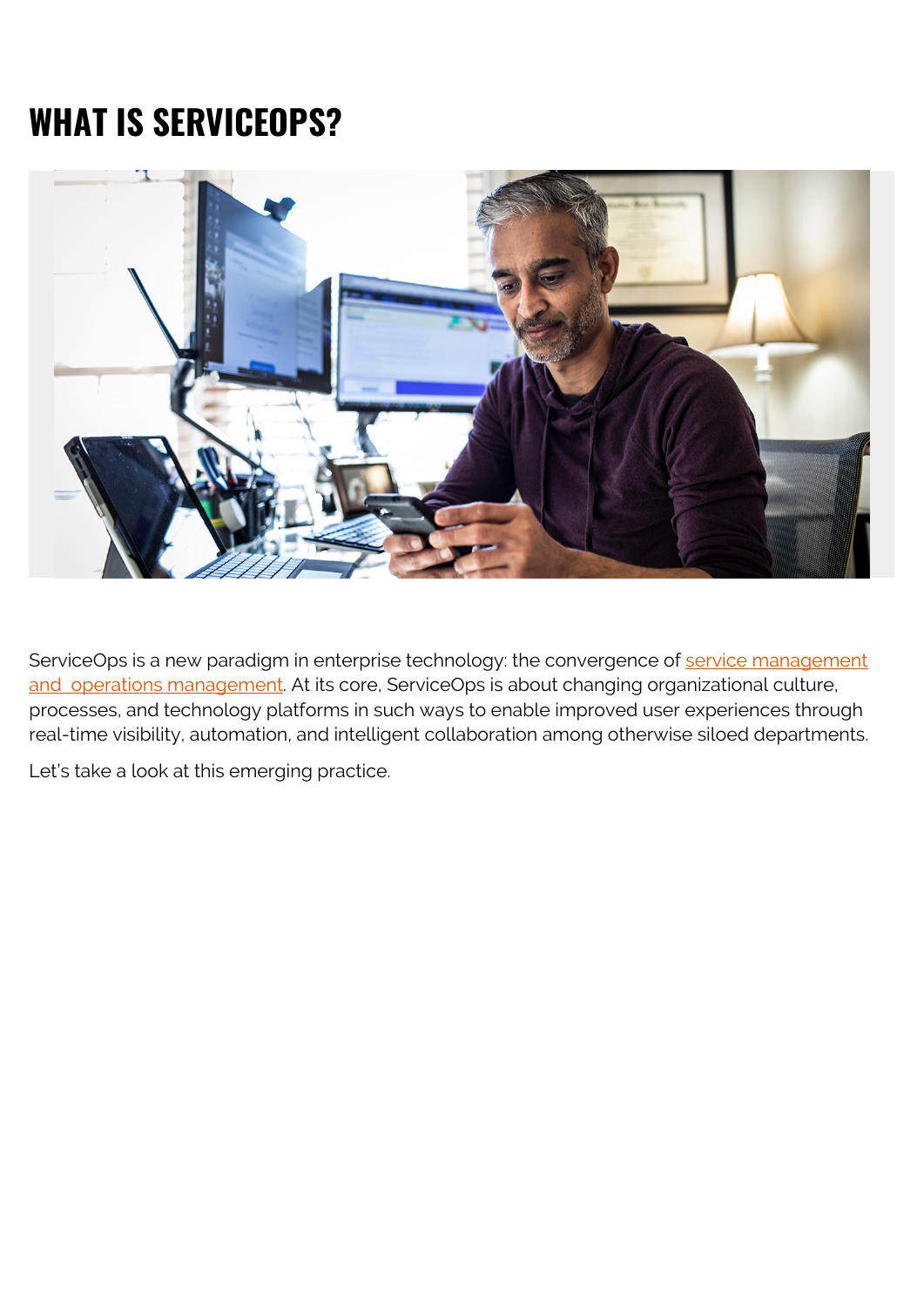# WHAT IS SERVICEOPS?

ServiceOps is a new paradigm in enterprise technology: the convergence of service management and operations management. At its core, ServiceOps is about changing organizational culture, processes, and technology platforms in such ways to enable improved user experiences through real-time visibility, automation, and intelligent collaboration among otherwise siloed departments.

Let's take a look at this emerging practice.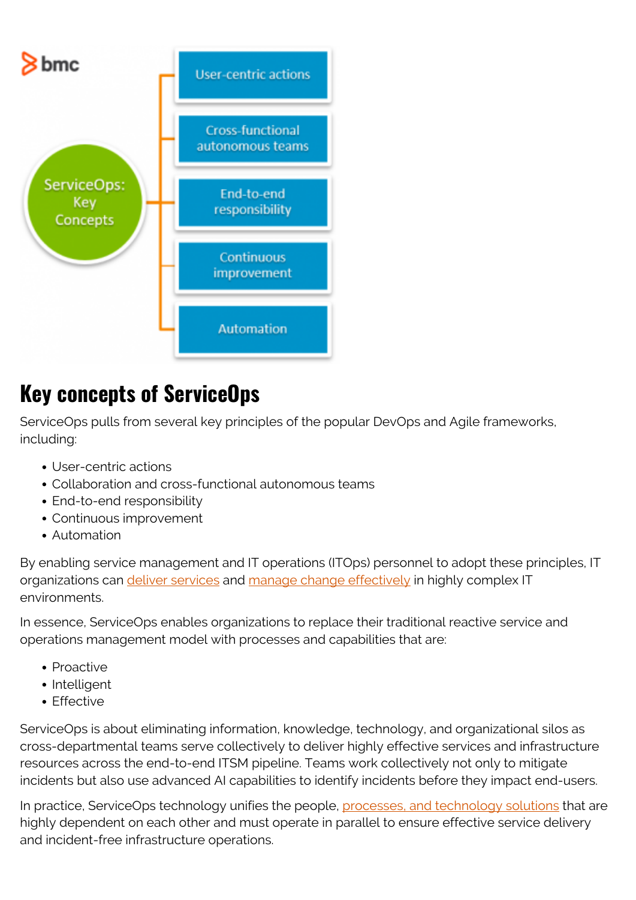## Key concepts of ServiceOps

ServiceOps pulls from several key principles of the popular DevOps and Agile frameworks, including:

- User-centric actions
- Collaboration and cross-functional autonomous teams
- End-to-end responsibility
- Continuous improvement
- Automation

By enabling service management and IT operations (ITOps) personnel to adopt these principles, IT organizations can [deliver services](#) and [manage change effectively](#) in highly complex IT environments.

In essence, ServiceOps enables organizations to replace their traditional reactive service and operations management model with processes and capabilities that are:

- Proactive
- Intelligent
- Effective

ServiceOps is about eliminating information, knowledge, technology, and organizational silos as cross-departmental teams serve collectively to deliver highly effective services and infrastructure resources across the end-to-end ITSM pipeline. Teams work collectively not only to mitigate incidents but also use advanced AI capabilities to identify incidents before they impact end-users.

In practice, ServiceOps technology unifies the people, [processes, and technology solutions](#) that are highly dependent on each other and must operate in parallel to ensure effective service delivery and incident-free infrastructure operations.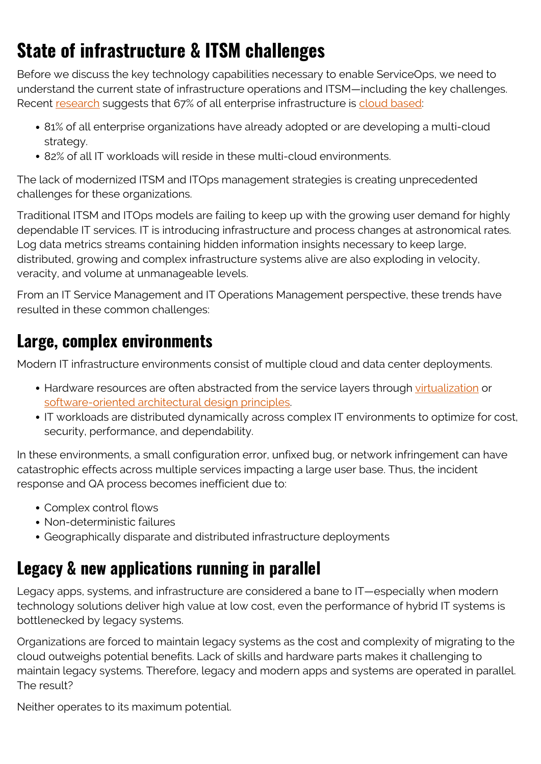# State of infrastructure & ITSM challenges

Before we discuss the key technology capabilities necessary to enable ServiceOps, we need to understand the current state of infrastructure operations and ITSM—including the key challenges. Recent research suggests that 67% of all enterprise infrastructure is cloud based:

- 81% of all enterprise organizations have already adopted or are developing a multi-cloud strategy.
- 82% of all IT workloads will reside in these multi-cloud environments.

The lack of modernized ITSM and ITOps management strategies is creating unprecedented challenges for these organizations.

Traditional ITSM and ITOps models are failing to keep up with the growing user demand for highly dependable IT services. IT is introducing infrastructure and process changes at astronomical rates. Log data metrics streams containing hidden information insights necessary to keep large, distributed, growing and complex infrastructure systems alive are also exploding in velocity, veracity, and volume at unmanageable levels.

From an IT Service Management and IT Operations Management perspective, these trends have resulted in these common challenges:

## Large, complex environments

Modern IT infrastructure environments consist of multiple cloud and data center deployments.

- Hardware resources are often abstracted from the service layers through virtualization or software-oriented architectural design principles.
- IT workloads are distributed dynamically across complex IT environments to optimize for cost, security, performance, and dependability.

In these environments, a small configuration error, unfixed bug, or network infringement can have catastrophic effects across multiple services impacting a large user base. Thus, the incident response and QA process becomes inefficient due to:

- Complex control flows
- Non-deterministic failures
- Geographically disparate and distributed infrastructure deployments

## Legacy & new applications running in parallel

Legacy apps, systems, and infrastructure are considered a bane to IT—especially when modern technology solutions deliver high value at low cost, even the performance of hybrid IT systems is bottlenecked by legacy systems.

Organizations are forced to maintain legacy systems as the cost and complexity of migrating to the cloud outweighs potential benefits. Lack of skills and hardware parts makes it challenging to maintain legacy systems. Therefore, legacy and modern apps and systems are operated in parallel. The result?

Neither operates to its maximum potential.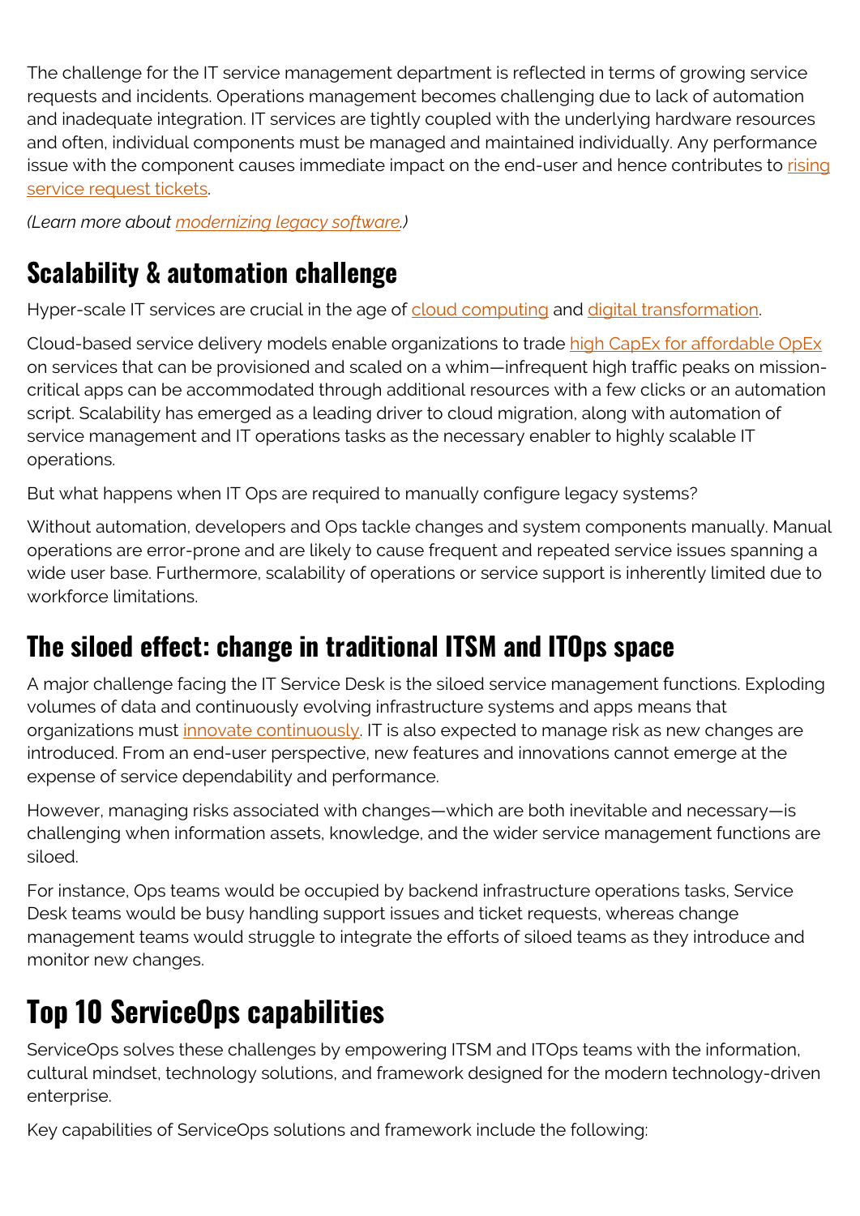The challenge for the IT service management department is reflected in terms of growing service requests and incidents. Operations management becomes challenging due to lack of automation and inadequate integration. IT services are tightly coupled with the underlying hardware resources and often, individual components must be managed and maintained individually. Any performance issue with the component causes immediate impact on the end-user and hence contributes to rising service request tickets.

*(Learn more about modernizing legacy software.)*

## Scalability & automation challenge

Hyper-scale IT services are crucial in the age of cloud computing and digital transformation.

Cloud-based service delivery models enable organizations to trade high CapEx for affordable OpEx on services that can be provisioned and scaled on a whim—infrequent high traffic peaks on mission-critical apps can be accommodated through additional resources with a few clicks or an automation script. Scalability has emerged as a leading driver to cloud migration, along with automation of service management and IT operations tasks as the necessary enabler to highly scalable IT operations.

But what happens when IT Ops are required to manually configure legacy systems?

Without automation, developers and Ops tackle changes and system components manually. Manual operations are error-prone and are likely to cause frequent and repeated service issues spanning a wide user base. Furthermore, scalability of operations or service support is inherently limited due to workforce limitations.

## The siloed effect: change in traditional ITSM and ITOps space

A major challenge facing the IT Service Desk is the siloed service management functions. Exploding volumes of data and continuously evolving infrastructure systems and apps means that organizations must innovate continuously. IT is also expected to manage risk as new changes are introduced. From an end-user perspective, new features and innovations cannot emerge at the expense of service dependability and performance.

However, managing risks associated with changes—which are both inevitable and necessary—is challenging when information assets, knowledge, and the wider service management functions are siloed.

For instance, Ops teams would be occupied by backend infrastructure operations tasks, Service Desk teams would be busy handling support issues and ticket requests, whereas change management teams would struggle to integrate the efforts of siloed teams as they introduce and monitor new changes.

# Top 10 ServiceOps capabilities

ServiceOps solves these challenges by empowering ITSM and ITOps teams with the information, cultural mindset, technology solutions, and framework designed for the modern technology-driven enterprise.

Key capabilities of ServiceOps solutions and framework include the following: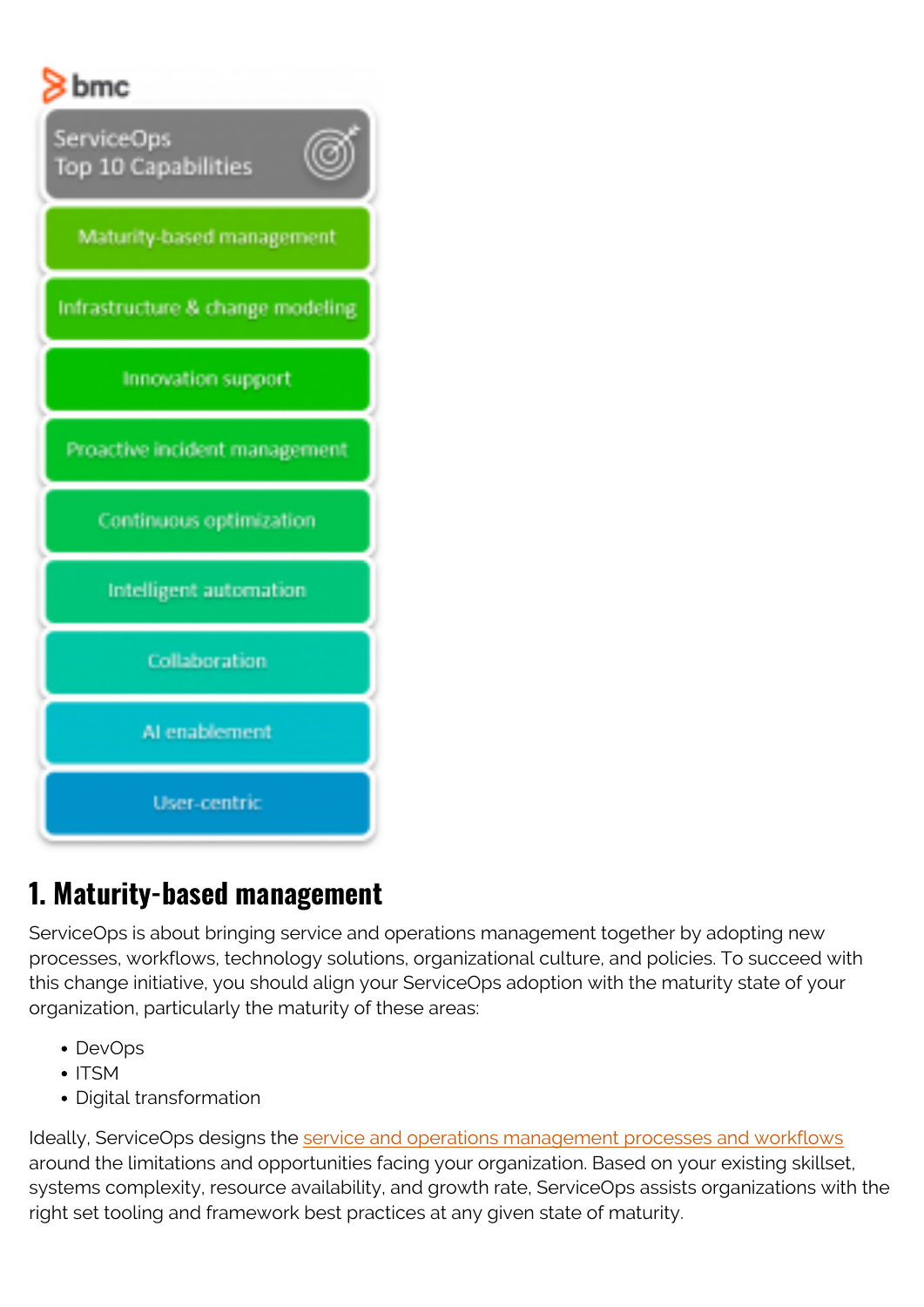bmc

ServiceOps Top 10 Capabilities

- Maturity-based management
- Infrastructure & change modeling
- Innovation support
- Proactive incident management
- Continuous optimization
- Intelligent automation
- Collaboration
- AI enablement
- User-centric

## 1. Maturity-based management

ServiceOps is about bringing service and operations management together by adopting new processes, workflows, technology solutions, organizational culture, and policies. To succeed with this change initiative, you should align your ServiceOps adoption with the maturity state of your organization, particularly the maturity of these areas:

- DevOps
- ITSM
- Digital transformation

Ideally, ServiceOps designs the service and operations management processes and workflows around the limitations and opportunities facing your organization. Based on your existing skillset, systems complexity, resource availability, and growth rate, ServiceOps assists organizations with the right set tooling and framework best practices at any given state of maturity.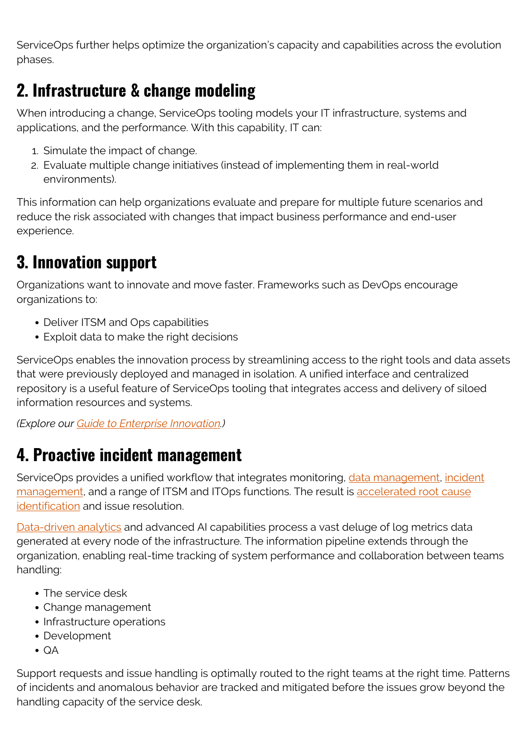ServiceOps further helps optimize the organization's capacity and capabilities across the evolution phases.

## 2. Infrastructure & change modeling

When introducing a change, ServiceOps tooling models your IT infrastructure, systems and applications, and the performance. With this capability, IT can:

1. Simulate the impact of change.
2. Evaluate multiple change initiatives (instead of implementing them in real-world environments).

This information can help organizations evaluate and prepare for multiple future scenarios and reduce the risk associated with changes that impact business performance and end-user experience.

## 3. Innovation support

Organizations want to innovate and move faster. Frameworks such as DevOps encourage organizations to:

- Deliver ITSM and Ops capabilities
- Exploit data to make the right decisions

ServiceOps enables the innovation process by streamlining access to the right tools and data assets that were previously deployed and managed in isolation. A unified interface and centralized repository is a useful feature of ServiceOps tooling that integrates access and delivery of siloed information resources and systems.

*(Explore our Guide to Enterprise Innovation.)*

## 4. Proactive incident management

ServiceOps provides a unified workflow that integrates monitoring, data management, incident management, and a range of ITSM and ITOps functions. The result is accelerated root cause identification and issue resolution.

Data-driven analytics and advanced AI capabilities process a vast deluge of log metrics data generated at every node of the infrastructure. The information pipeline extends through the organization, enabling real-time tracking of system performance and collaboration between teams handling:

- The service desk
- Change management
- Infrastructure operations
- Development
- QA

Support requests and issue handling is optimally routed to the right teams at the right time. Patterns of incidents and anomalous behavior are tracked and mitigated before the issues grow beyond the handling capacity of the service desk.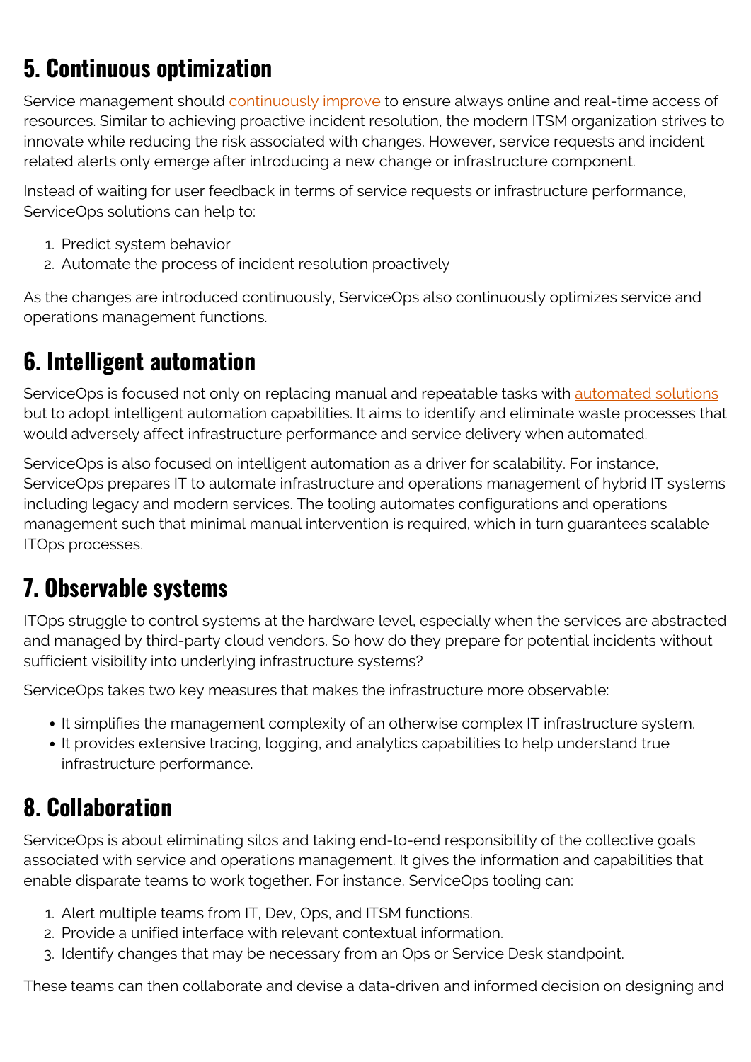## 5. Continuous optimization

Service management should continuously improve to ensure always online and real-time access of resources. Similar to achieving proactive incident resolution, the modern ITSM organization strives to innovate while reducing the risk associated with changes. However, service requests and incident related alerts only emerge after introducing a new change or infrastructure component.

Instead of waiting for user feedback in terms of service requests or infrastructure performance, ServiceOps solutions can help to:

1. Predict system behavior
2. Automate the process of incident resolution proactively

As the changes are introduced continuously, ServiceOps also continuously optimizes service and operations management functions.

## 6. Intelligent automation

ServiceOps is focused not only on replacing manual and repeatable tasks with automated solutions but to adopt intelligent automation capabilities. It aims to identify and eliminate waste processes that would adversely affect infrastructure performance and service delivery when automated.

ServiceOps is also focused on intelligent automation as a driver for scalability. For instance, ServiceOps prepares IT to automate infrastructure and operations management of hybrid IT systems including legacy and modern services. The tooling automates configurations and operations management such that minimal manual intervention is required, which in turn guarantees scalable ITOps processes.

## 7. Observable systems

ITOps struggle to control systems at the hardware level, especially when the services are abstracted and managed by third-party cloud vendors. So how do they prepare for potential incidents without sufficient visibility into underlying infrastructure systems?

ServiceOps takes two key measures that makes the infrastructure more observable:

- It simplifies the management complexity of an otherwise complex IT infrastructure system.
- It provides extensive tracing, logging, and analytics capabilities to help understand true infrastructure performance.

## 8. Collaboration

ServiceOps is about eliminating silos and taking end-to-end responsibility of the collective goals associated with service and operations management. It gives the information and capabilities that enable disparate teams to work together. For instance, ServiceOps tooling can:

1. Alert multiple teams from IT, Dev, Ops, and ITSM functions.
2. Provide a unified interface with relevant contextual information.
3. Identify changes that may be necessary from an Ops or Service Desk standpoint.

These teams can then collaborate and devise a data-driven and informed decision on designing and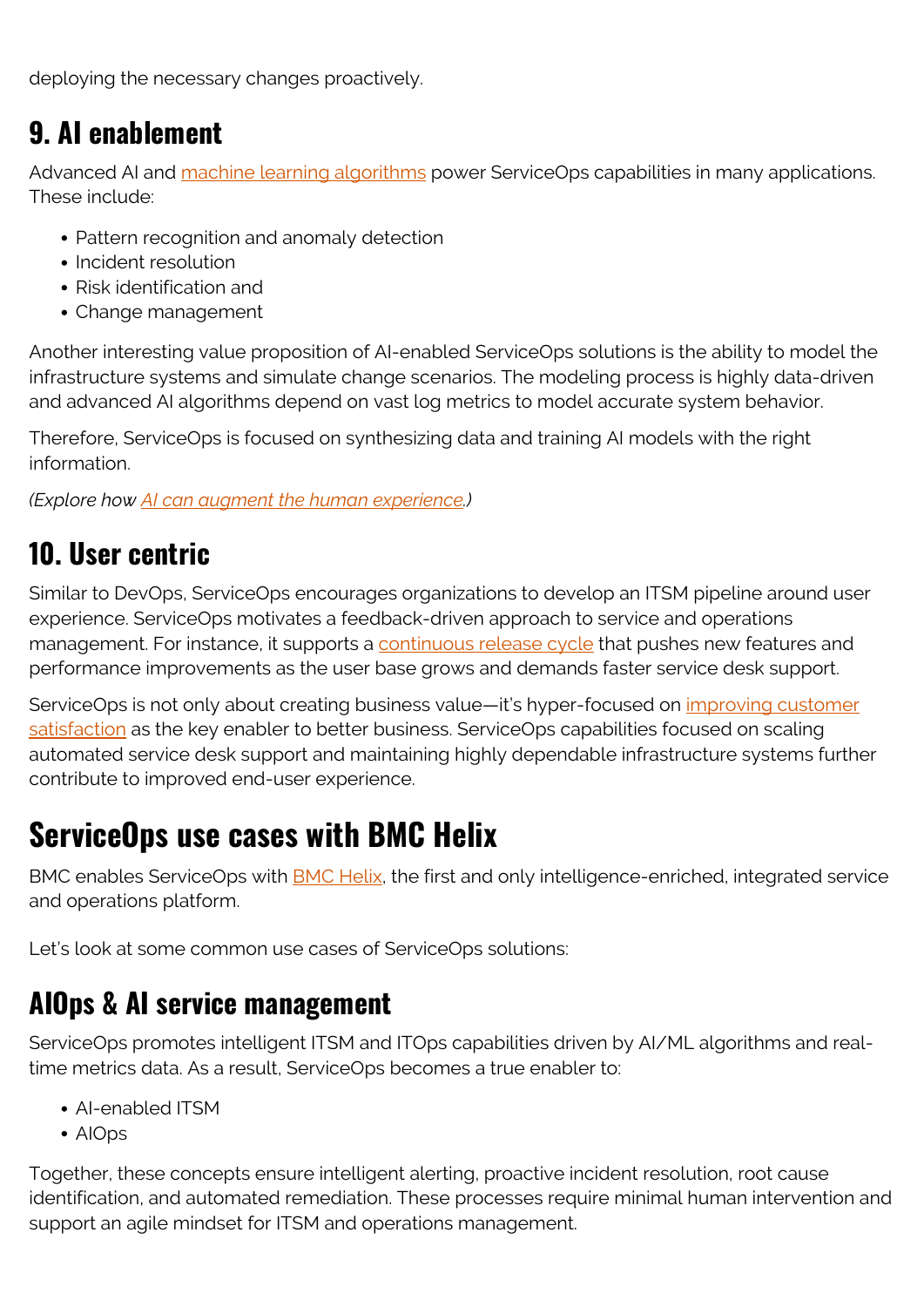deploying the necessary changes proactively.

## 9. AI enablement

Advanced AI and machine learning algorithms power ServiceOps capabilities in many applications. These include:

- Pattern recognition and anomaly detection
- Incident resolution
- Risk identification and
- Change management

Another interesting value proposition of AI-enabled ServiceOps solutions is the ability to model the infrastructure systems and simulate change scenarios. The modeling process is highly data-driven and advanced AI algorithms depend on vast log metrics to model accurate system behavior.

Therefore, ServiceOps is focused on synthesizing data and training AI models with the right information.

*(Explore how AI can augment the human experience.)*

## 10. User centric

Similar to DevOps, ServiceOps encourages organizations to develop an ITSM pipeline around user experience. ServiceOps motivates a feedback-driven approach to service and operations management. For instance, it supports a continuous release cycle that pushes new features and performance improvements as the user base grows and demands faster service desk support.

ServiceOps is not only about creating business value—it's hyper-focused on improving customer satisfaction as the key enabler to better business. ServiceOps capabilities focused on scaling automated service desk support and maintaining highly dependable infrastructure systems further contribute to improved end-user experience.

# ServiceOps use cases with BMC Helix

BMC enables ServiceOps with BMC Helix, the first and only intelligence-enriched, integrated service and operations platform.

Let's look at some common use cases of ServiceOps solutions:

## AIOps & AI service management

ServiceOps promotes intelligent ITSM and ITOps capabilities driven by AI/ML algorithms and real-time metrics data. As a result, ServiceOps becomes a true enabler to:

- AI-enabled ITSM
- AIOps

Together, these concepts ensure intelligent alerting, proactive incident resolution, root cause identification, and automated remediation. These processes require minimal human intervention and support an agile mindset for ITSM and operations management.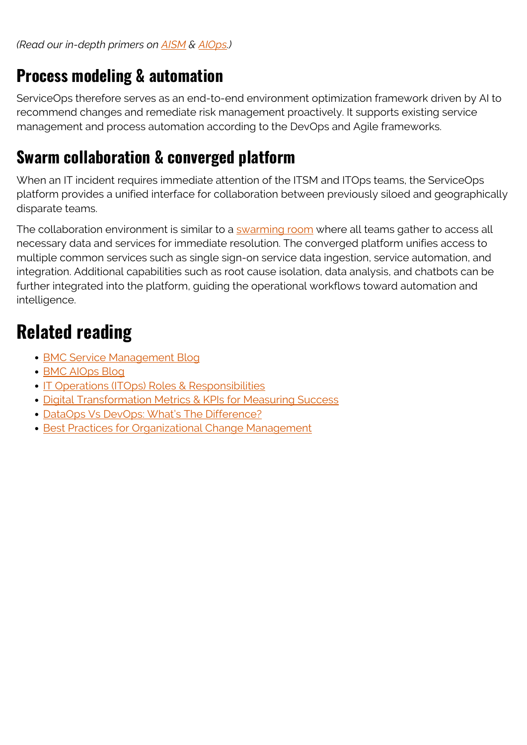*(Read our in-depth primers on AISM & AIOps.)*

## Process modeling & automation

ServiceOps therefore serves as an end-to-end environment optimization framework driven by AI to recommend changes and remediate risk management proactively. It supports existing service management and process automation according to the DevOps and Agile frameworks.

## Swarm collaboration & converged platform

When an IT incident requires immediate attention of the ITSM and ITOps teams, the ServiceOps platform provides a unified interface for collaboration between previously siloed and geographically disparate teams.

The collaboration environment is similar to a swarming room where all teams gather to access all necessary data and services for immediate resolution. The converged platform unifies access to multiple common services such as single sign-on service data ingestion, service automation, and integration. Additional capabilities such as root cause isolation, data analysis, and chatbots can be further integrated into the platform, guiding the operational workflows toward automation and intelligence.

# Related reading

- BMC Service Management Blog
- BMC AIOps Blog
- IT Operations (ITOps) Roles & Responsibilities
- Digital Transformation Metrics & KPIs for Measuring Success
- DataOps Vs DevOps: What's The Difference?
- Best Practices for Organizational Change Management